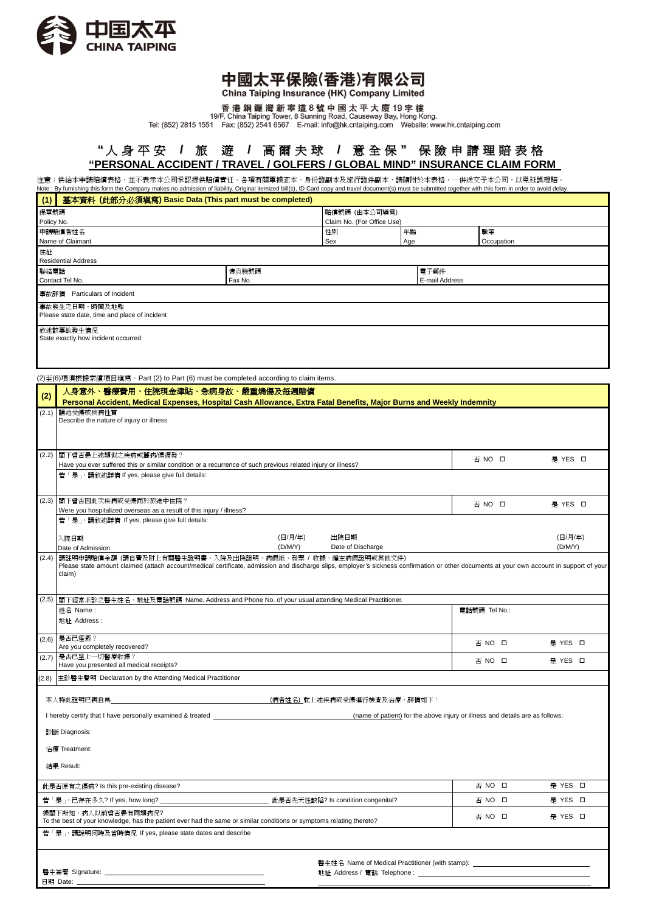中国太平
CHINA TAIPING

# 中國太平保險(香港)有限公司
China Taiping Insurance (HK) Company Limited

香港銅鑼灣新寧道8號中國太平大廈19字樓
19/F, China Taiping Tower, 8 Sunning Road, Causeway Bay, Hong Kong.
Tel: (852) 2815 1551 Fax: (852) 2541 6567 E-mail: info@hk.cntaiping.com Website: www.hk.cntaiping.com

## "人身平安 / 旅遊 / 高爾夫球 / 意全保" 保險申請理賠表格
## "PERSONAL ACCIDENT / TRAVEL / GOLFERS / GLOBAL MIND" INSURANCE CLAIM FORM

注意：供給本申請賠償表格，並不表示本公司承認提供賠償責任。各項有關單據正本、身份證副本及旅行證件副本，請隨附於本表格，一併送交予本公司，以免延誤理賠。
Note : By furnishing this form the Company makes no admission of liability. Original itemized bill(s), ID Card copy and travel document(s) must be submitted together with this form in order to avoid delay.

### (1) 基本資料 (此部分必須填寫) Basic Data (This part must be completed)

| | | | |
|---|---|---|---|
| 保單號碼 Policy No. | 賠償號碼 (由本公司填寫) Claim No. (For Office Use) | | |
| 申請賠償者姓名 Name of Claimant | 性別 Sex | 年齡 Age | 職業 Occupation |
| 住址 Residential Address | | | |
| 聯絡電話 Contact Tel No. | 傳真機號碼 Fax No. | 電子郵件 E-mail Address | |

事故詳情 Particulars of Incident

事故發生之日期、時間及地點
Please state date, time and place of incident

敘述該事故發生情況
State exactly how incident occurred

(2)至(6)項須根據索償項目填寫。Part (2) to Part (6) must be completed according to claim items.

### (2) 人身意外、醫療費用、住院現金津貼、急病身故、嚴重燒傷及每週賠償
### Personal Accident, Medical Expenses, Hospital Cash Allowance, Extra Fatal Benefits, Major Burns and Weekly Indemnity

(2.1) 請述受傷或疾病性質
Describe the nature of injury or illness

(2.2) 閣下曾否患上述類似之疾病或舊病/傷復發？
Have you ever suffered this or similar condition or a recurrence of such previous related injury or illness? 否 NO ☐ 是 YES ☐

若「是」，請敘述詳情 If yes, please give full details:

(2.3) 閣下曾否因此次疾病或受傷而於旅途中住院？
Were you hospitalized overseas as a result of this injury / illness? 否 NO ☐ 是 YES ☐

若「是」，請敘述詳情 If yes, please give full details:

入院日期 Date of Admission (日/月/年) (D/M/Y)　　出院日期 Date of Discharge (日/月/年) (D/M/Y)

(2.4) 請註明申請賠償金額 (請自費及附上有關醫生證明書、入院及出院證明、病假紙、發票 / 收據、僱主病假證明或其他文件)
Please state amount claimed (attach account/medical certificate, admission and discharge slips, employer's sickness confirmation or other documents at your own account in support of your claim)

(2.5) 閣下經常求診之醫生姓名、地址及電話號碼 Name, Address and Phone No. of your usual attending Medical Practitioner.

姓名 Name :
地址 Address :
電話號碼 Tel No.:

(2.6) 是否已痊癒？
Are you completely recovered? 否 NO ☐ 是 YES ☐

(2.7) 是否已呈上一切醫療收據？
Have you presented all medical receipts? 否 NO ☐ 是 YES ☐

(2.8) 主診醫生聲明 Declaration by the Attending Medical Practitioner

本人特此證明已親自為______________________(病者姓名) 就上述疾病或受傷進行檢查及治療，詳情如下：

I hereby certify that I have personally examined & treated ______________________ (name of patient) for the above injury or illness and details are as follows:

診斷 Diagnosis:

治療 Treatment:

結果 Result:

此是否原有之傷病? Is this pre-existing disease? 否 NO ☐ 是 YES ☐

若「是」，已存在多久? If yes, how long? ______________________ 此是否先天性缺陷? Is condition congenital? 否 NO ☐ 是 YES ☐

據閣下所知，病人以前曾否患有同類病況?
To the best of your knowledge, has the patient ever had the same or similar conditions or symptoms relating thereto? 否 NO ☐ 是 YES ☐

若「是」，請說明何時及當時情況 If yes, please state dates and describe

醫生簽署 Signature: ______________________
日期 Date: ______________________

醫生姓名 Name of Medical Practitioner (with stamp): ______________________
地址 Address / 電話 Telephone : ______________________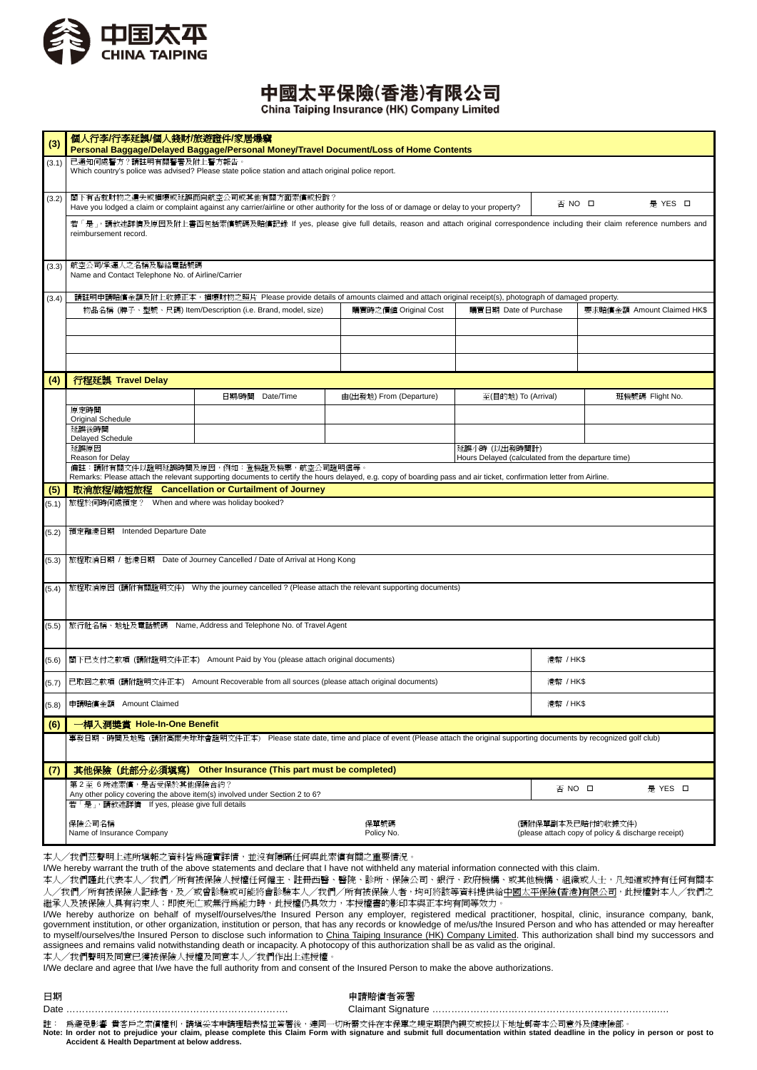# 中國太平保險(香港)有限公司
China Taiping Insurance (HK) Company Limited

## (3) 個人行李/行李延誤/個人錢財/旅遊證件/家居爆竊
**Personal Baggage/Delayed Baggage/Personal Money/Travel Document/Loss of Home Contents**

(3.1) 已通知何處警方？請註明有關警署及附上警方報告。
Which country's police was advised? Please state police station and attach original police report.

(3.2) 閣下有否就財物之遺失或損壞或延誤而向航空公司或其他有關方面索償或投訴？
Have you lodged a claim or complaint against any carrier/airline or other authority for the loss of or damage or delay to your property? 否 NO ☐ 是 YES ☐

若「是」，請敘述詳情及原因及附上書函包括索償號碼及賠償記錄 If yes, please give full details, reason and attach original correspondence including their claim reference numbers and reimbursement record.

(3.3) 航空公司/承運人之名稱及聯絡電話號碼
Name and Contact Telephone No. of Airline/Carrier

(3.4) 請註明申請賠償金額及附上收據正本，損壞財物之照片 Please provide details of amounts claimed and attach original receipt(s), photograph of damaged property.

| 物品名稱 (牌子、型號、尺碼) Item/Description (i.e. Brand, model, size) | 購買時之價值 Original Cost | 購買日期 Date of Purchase | 要求賠償金額 Amount Claimed HK$ |
|---|---|---|---|
| | | | |
| | | | |
| | | | |

## (4) 行程延誤 Travel Delay

| | 日期/時間 Date/Time | 由(出發地) From (Departure) | 至(目的地) To (Arrival) | 班機號碼 Flight No. |
|---|---|---|---|---|
| 原定時間 Original Schedule | | | | |
| 延誤後時間 Delayed Schedule | | | | |
| 延誤原因 Reason for Delay | | | 延誤小時 (以出發時間計) Hours Delayed (calculated from the departure time) | |

備註：請附有關文件以證明延誤時間及原因，例如：登機證及機票，航空公司證明信等。
Remarks: Please attach the relevant supporting documents to certify the hours delayed, e.g. copy of boarding pass and air ticket, confirmation letter from Airline.

## (5) 取消旅程/縮短旅程 Cancellation or Curtailment of Journey

(5.1) 旅程於何時何處預定？ When and where was holiday booked?

(5.2) 預定離港日期 Intended Departure Date

(5.3) 旅程取消日期 / 抵港日期 Date of Journey Cancelled / Date of Arrival at Hong Kong

(5.4) 旅程取消原因 (請附有關證明文件) Why the journey cancelled ? (Please attach the relevant supporting documents)

(5.5) 旅行社名稱，地址及電話號碼 Name, Address and Telephone No. of Travel Agent

(5.6) 閣下已支付之款項 (請附證明文件正本) Amount Paid by You (please attach original documents) 港幣 / HK$

(5.7) 已取回之款項 (請附證明文件正本) Amount Recoverable from all sources (please attach original documents) 港幣 / HK$

(5.8) 申請賠償金額 Amount Claimed 港幣 / HK$

## (6) 一桿入洞獎賞 Hole-In-One Benefit

事發日期，時間及地點 (請附高爾夫球球會證明文件正本) Please state date, time and place of event (Please attach the original supporting documents by recognized golf club)

## (7) 其他保險 (此部分必須填寫) Other Insurance (This part must be completed)

第 2 至 6 所述索償，是否受保於其他保險合約？
Any other policy covering the above item(s) involved under Section 2 to 6? 否 NO ☐ 是 YES ☐

若「是」，請敘述詳情 If yes, please give full details

| 保險公司名稱 Name of Insurance Company | 保單號碼 Policy No. | (請附保單副本及已賠付的收據文件) (please attach copy of policy & discharge receipt) |
|---|---|---|
| | | |

本人／我們茲聲明上述所填報之資料皆為確實詳情，並沒有隱瞞任何與此索償有關之重要情況。
I/We hereby warrant the truth of the above statements and declare that I have not withheld any material information connected with this claim.

本人／我們謹此代表本人／我們／所有被保險人授權任何僱主、註冊西醫、醫院、診所、保險公司、銀行、政府機構、或其他機構、組織或人士，凡知道或持有任何有關本人／我們／所有被保險人記錄者，及／或曾診驗或可能將會診驗本人／我們／所有被保險人者，均可將該等資料提供給中國太平保險(香港)有限公司，此授權對本人／我們之繼承人及被保險人具有約束力；即使死亡或無行為能力時，此授權仍具效力，本授權書的影印本與正本均有同等效力。
I/We hereby authorize on behalf of myself/ourselves/the Insured Person any employer, registered medical practitioner, hospital, clinic, insurance company, bank, government institution, or other organization, institution or person, that has any records or knowledge of me/us/the Insured Person and who has attended or may hereafter to myself/ourselves/the Insured Person to disclose such information to China Taiping Insurance (HK) Company Limited. This authorization shall bind my successors and assignees and remains valid notwithstanding death or incapacity. A photocopy of this authorization shall be as valid as the original.

本人／我們聲明及同意已獲被保險人授權及同意本人／我們作出上述授權。
I/We declare and agree that I/we have the full authority from and consent of the Insured Person to make the above authorizations.

日期
Date ……………………………………………………………

申請賠償者簽署
Claimant Signature ……………………………………………………………

註： 為避免影響貴客戶之索償權利，請填妥本申請理賠表格並簽署後，連同一切所需文件在本保單之規定期限內親交或按以下地址郵寄本公司意外及健康險部。
**Note: In order not to prejudice your claim, please complete this Claim Form with signature and submit full documentation within stated deadline in the policy in person or post to Accident & Health Department at below address.**